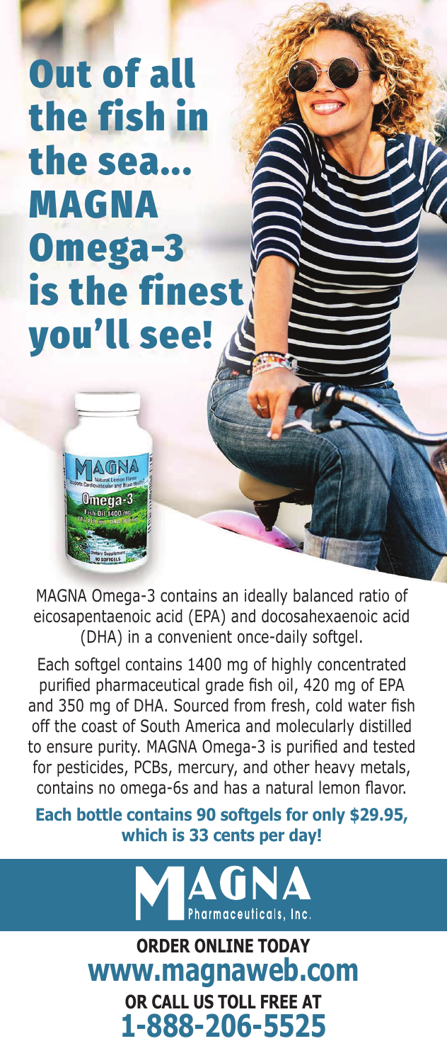# Out of all the fish in the sea... MAGNA Omega-3 is the finest you'll see!

MAGNA Omega-3 contains an ideally balanced ratio of eicosapentaenoic acid (EPA) and docosahexaenoic acid (DHA) in a convenient once-daily softgel.

Each softgel contains 1400 mg of highly concentrated purified pharmaceutical grade fish oil, 420 mg of EPA and 350 mg of DHA. Sourced from fresh, cold water fish off the coast of South America and molecularly distilled to ensure purity. MAGNA Omega-3 is purified and tested for pesticides, PCBs, mercury, and other heavy metals, contains no omega-6s and has a natural lemon flavor.

**Each bottle contains 90 softgels for only $29.95, which is 33 cents per day!**

MAGNA Pharmaceuticals, Inc.

**ORDER ONLINE TODAY**
**www.magnaweb.com**
**OR CALL US TOLL FREE AT**
**1-888-206-5525**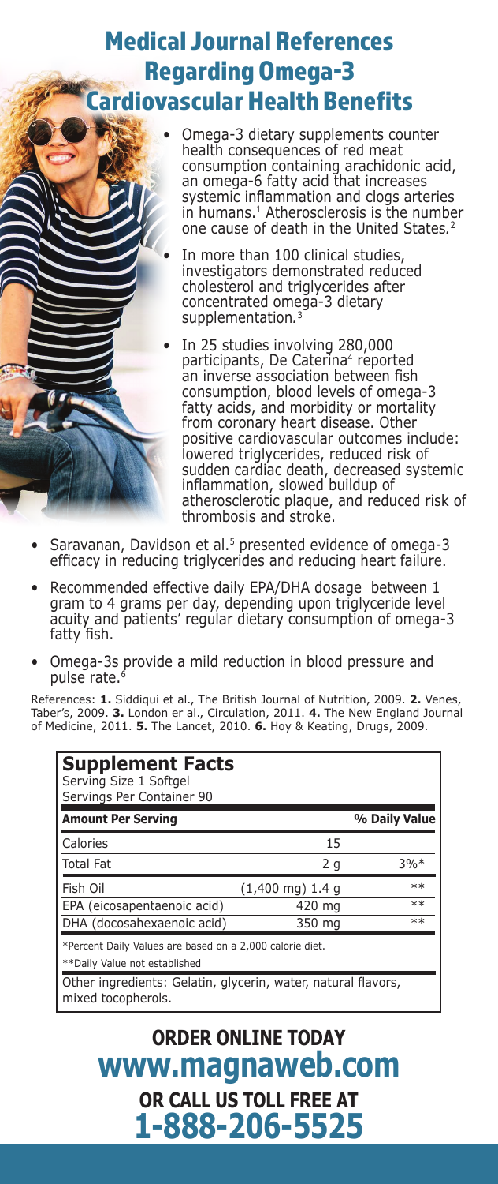# Medical Journal References Regarding Omega-3 Cardiovascular Health Benefits

- Omega-3 dietary supplements counter health consequences of red meat consumption containing arachidonic acid, an omega-6 fatty acid that increases systemic inflammation and clogs arteries in humans.[1] Atherosclerosis is the number one cause of death in the United States.[2]
- In more than 100 clinical studies, investigators demonstrated reduced cholesterol and triglycerides after concentrated omega-3 dietary supplementation.[3]
- In 25 studies involving 280,000 participants, De Caterina[4] reported an inverse association between fish consumption, blood levels of omega-3 fatty acids, and morbidity or mortality from coronary heart disease. Other positive cardiovascular outcomes include: lowered triglycerides, reduced risk of sudden cardiac death, decreased systemic inflammation, slowed buildup of atherosclerotic plaque, and reduced risk of thrombosis and stroke.
- Saravanan, Davidson et al.[5] presented evidence of omega-3 efficacy in reducing triglycerides and reducing heart failure.
- Recommended effective daily EPA/DHA dosage between 1 gram to 4 grams per day, depending upon triglyceride level acuity and patients' regular dietary consumption of omega-3 fatty fish.
- Omega-3s provide a mild reduction in blood pressure and pulse rate.[6]

References: **1.** Siddiqui et al., The British Journal of Nutrition, 2009. **2.** Venes, Taber's, 2009. **3.** London er al., Circulation, 2011. **4.** The New England Journal of Medicine, 2011. **5.** The Lancet, 2010. **6.** Hoy & Keating, Drugs, 2009.

## Supplement Facts

Serving Size 1 Softgel
Servings Per Container 90

| Amount Per Serving | | % Daily Value |
|---|---|---|
| Calories | 15 | |
| Total Fat | 2 g | 3%* |
| Fish Oil | (1,400 mg) 1.4 g | ** |
| EPA (eicosapentaenoic acid) | 420 mg | ** |
| DHA (docosahexaenoic acid) | 350 mg | ** |

*Percent Daily Values are based on a 2,000 calorie diet.

**Daily Value not established

Other ingredients: Gelatin, glycerin, water, natural flavors, mixed tocopherols.

**ORDER ONLINE TODAY**

**www.magnaweb.com**

**OR CALL US TOLL FREE AT**

**1-888-206-5525**